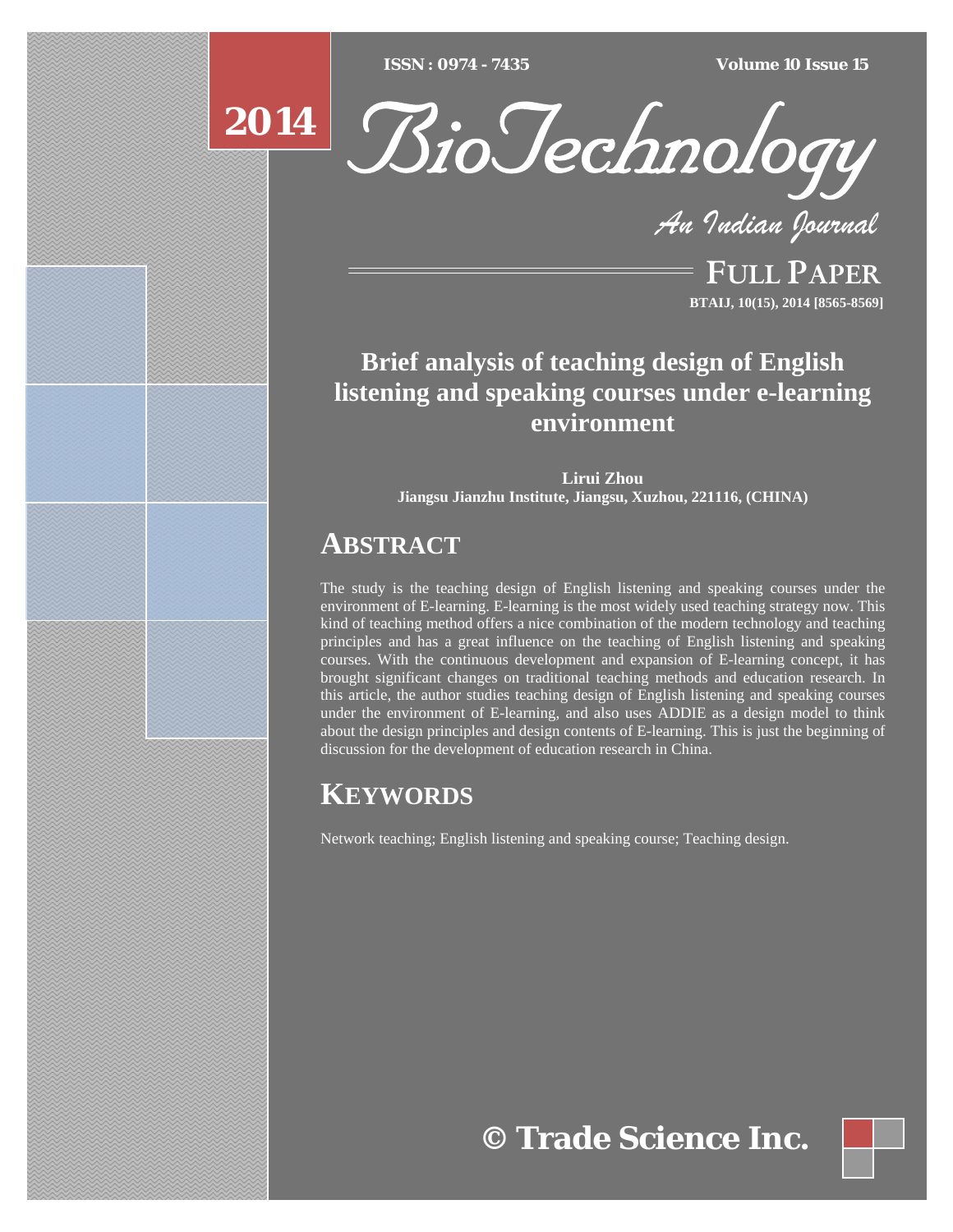# Brief analysis of teaching design of English listening and speaking courses under e-learning environment

**Lirui Zhou**
**Jiangsu Jianzhu Institute, Jiangsu, Xuzhou, 221116, (CHINA)**

## ABSTRACT

The study is the teaching design of English listening and speaking courses under the environment of E-learning. E-learning is the most widely used teaching strategy now. This kind of teaching method offers a nice combination of the modern technology and teaching principles and has a great influence on the teaching of English listening and speaking courses. With the continuous development and expansion of E-learning concept, it has brought significant changes on traditional teaching methods and education research. In this article, the author studies teaching design of English listening and speaking courses under the environment of E-learning, and also uses ADDIE as a design model to think about the design principles and design contents of E-learning. This is just the beginning of discussion for the development of education research in China.

## KEYWORDS

Network teaching; English listening and speaking course; Teaching design.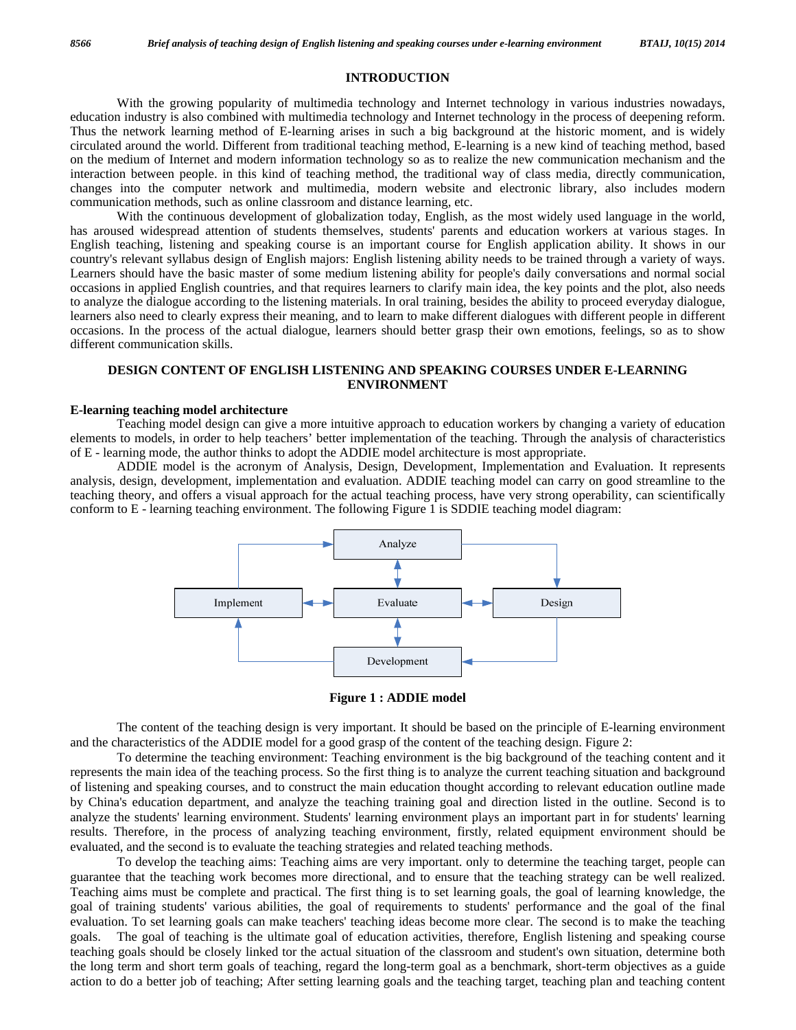## INTRODUCTION

With the growing popularity of multimedia technology and Internet technology in various industries nowadays, education industry is also combined with multimedia technology and Internet technology in the process of deepening reform. Thus the network learning method of E-learning arises in such a big background at the historic moment, and is widely circulated around the world. Different from traditional teaching method, E-learning is a new kind of teaching method, based on the medium of Internet and modern information technology so as to realize the new communication mechanism and the interaction between people. in this kind of teaching method, the traditional way of class media, directly communication, changes into the computer network and multimedia, modern website and electronic library, also includes modern communication methods, such as online classroom and distance learning, etc.

With the continuous development of globalization today, English, as the most widely used language in the world, has aroused widespread attention of students themselves, students' parents and education workers at various stages. In English teaching, listening and speaking course is an important course for English application ability. It shows in our country's relevant syllabus design of English majors: English listening ability needs to be trained through a variety of ways. Learners should have the basic master of some medium listening ability for people's daily conversations and normal social occasions in applied English countries, and that requires learners to clarify main idea, the key points and the plot, also needs to analyze the dialogue according to the listening materials. In oral training, besides the ability to proceed everyday dialogue, learners also need to clearly express their meaning, and to learn to make different dialogues with different people in different occasions. In the process of the actual dialogue, learners should better grasp their own emotions, feelings, so as to show different communication skills.

## DESIGN CONTENT OF ENGLISH LISTENING AND SPEAKING COURSES UNDER E-LEARNING ENVIRONMENT

### E-learning teaching model architecture

Teaching model design can give a more intuitive approach to education workers by changing a variety of education elements to models, in order to help teachers' better implementation of the teaching. Through the analysis of characteristics of E - learning mode, the author thinks to adopt the ADDIE model architecture is most appropriate.

ADDIE model is the acronym of Analysis, Design, Development, Implementation and Evaluation. It represents analysis, design, development, implementation and evaluation. ADDIE teaching model can carry on good streamline to the teaching theory, and offers a visual approach for the actual teaching process, have very strong operability, can scientifically conform to E - learning teaching environment. The following Figure 1 is SDDIE teaching model diagram:

Analyze — Design — Development — Implement — Evaluate

**Figure 1 : ADDIE model**

The content of the teaching design is very important. It should be based on the principle of E-learning environment and the characteristics of the ADDIE model for a good grasp of the content of the teaching design. Figure 2:

To determine the teaching environment: Teaching environment is the big background of the teaching content and it represents the main idea of the teaching process. So the first thing is to analyze the current teaching situation and background of listening and speaking courses, and to construct the main education thought according to relevant education outline made by China's education department, and analyze the teaching training goal and direction listed in the outline. Second is to analyze the students' learning environment. Students' learning environment plays an important part in for students' learning results. Therefore, in the process of analyzing teaching environment, firstly, related equipment environment should be evaluated, and the second is to evaluate the teaching strategies and related teaching methods.

To develop the teaching aims: Teaching aims are very important. only to determine the teaching target, people can guarantee that the teaching work becomes more directional, and to ensure that the teaching strategy can be well realized. Teaching aims must be complete and practical. The first thing is to set learning goals, the goal of learning knowledge, the goal of training students' various abilities, the goal of requirements to students' performance and the goal of the final evaluation. To set learning goals can make teachers' teaching ideas become more clear. The second is to make the teaching goals. The goal of teaching is the ultimate goal of education activities, therefore, English listening and speaking course teaching goals should be closely linked tor the actual situation of the classroom and student's own situation, determine both the long term and short term goals of teaching, regard the long-term goal as a benchmark, short-term objectives as a guide action to do a better job of teaching; After setting learning goals and the teaching target, teaching plan and teaching content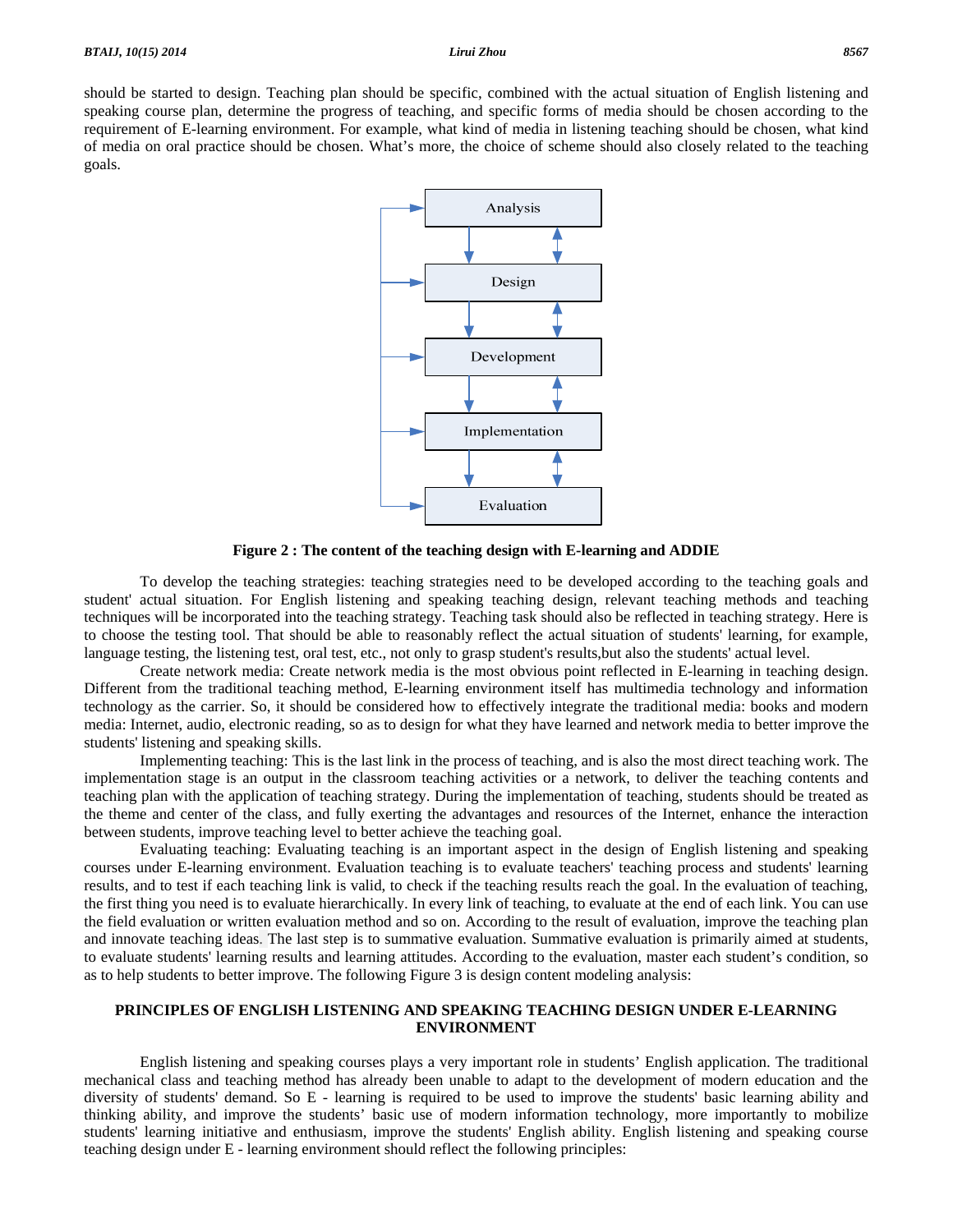should be started to design. Teaching plan should be specific, combined with the actual situation of English listening and speaking course plan, determine the progress of teaching, and specific forms of media should be chosen according to the requirement of E-learning environment. For example, what kind of media in listening teaching should be chosen, what kind of media on oral practice should be chosen. What's more, the choice of scheme should also closely related to the teaching goals.

Analysis

Design

Development

Implementation

Evaluation

**Figure 2 : The content of the teaching design with E-learning and ADDIE**

To develop the teaching strategies: teaching strategies need to be developed according to the teaching goals and student' actual situation. For English listening and speaking teaching design, relevant teaching methods and teaching techniques will be incorporated into the teaching strategy. Teaching task should also be reflected in teaching strategy. Here is to choose the testing tool. That should be able to reasonably reflect the actual situation of students' learning, for example, language testing, the listening test, oral test, etc., not only to grasp student's results,but also the students' actual level.

Create network media: Create network media is the most obvious point reflected in E-learning in teaching design. Different from the traditional teaching method, E-learning environment itself has multimedia technology and information technology as the carrier. So, it should be considered how to effectively integrate the traditional media: books and modern media: Internet, audio, electronic reading, so as to design for what they have learned and network media to better improve the students' listening and speaking skills.

Implementing teaching: This is the last link in the process of teaching, and is also the most direct teaching work. The implementation stage is an output in the classroom teaching activities or a network, to deliver the teaching contents and teaching plan with the application of teaching strategy. During the implementation of teaching, students should be treated as the theme and center of the class, and fully exerting the advantages and resources of the Internet, enhance the interaction between students, improve teaching level to better achieve the teaching goal.

Evaluating teaching: Evaluating teaching is an important aspect in the design of English listening and speaking courses under E-learning environment. Evaluation teaching is to evaluate teachers' teaching process and students' learning results, and to test if each teaching link is valid, to check if the teaching results reach the goal. In the evaluation of teaching, the first thing you need is to evaluate hierarchically. In every link of teaching, to evaluate at the end of each link. You can use the field evaluation or written evaluation method and so on. According to the result of evaluation, improve the teaching plan and innovate teaching ideas. The last step is to summative evaluation. Summative evaluation is primarily aimed at students, to evaluate students' learning results and learning attitudes. According to the evaluation, master each student's condition, so as to help students to better improve. The following Figure 3 is design content modeling analysis:

## PRINCIPLES OF ENGLISH LISTENING AND SPEAKING TEACHING DESIGN UNDER E-LEARNING ENVIRONMENT

English listening and speaking courses plays a very important role in students' English application. The traditional mechanical class and teaching method has already been unable to adapt to the development of modern education and the diversity of students' demand. So E - learning is required to be used to improve the students' basic learning ability and thinking ability, and improve the students' basic use of modern information technology, more importantly to mobilize students' learning initiative and enthusiasm, improve the students' English ability. English listening and speaking course teaching design under E - learning environment should reflect the following principles: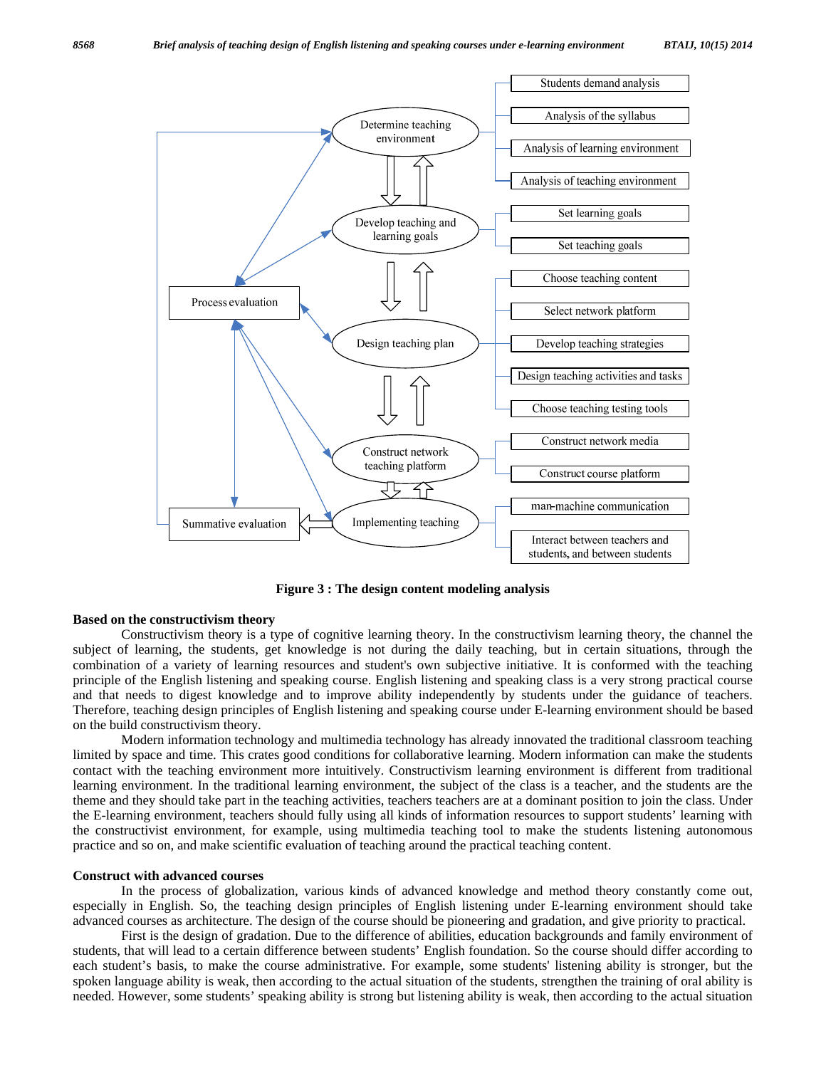Figure 3 : The design content modeling analysis

**Based on the constructivism theory**

Constructivism theory is a type of cognitive learning theory. In the constructivism learning theory, the channel the subject of learning, the students, get knowledge is not during the daily teaching, but in certain situations, through the combination of a variety of learning resources and student's own subjective initiative. It is conformed with the teaching principle of the English listening and speaking course. English listening and speaking class is a very strong practical course and that needs to digest knowledge and to improve ability independently by students under the guidance of teachers. Therefore, teaching design principles of English listening and speaking course under E-learning environment should be based on the build constructivism theory.

Modern information technology and multimedia technology has already innovated the traditional classroom teaching limited by space and time. This crates good conditions for collaborative learning. Modern information can make the students contact with the teaching environment more intuitively. Constructivism learning environment is different from traditional learning environment. In the traditional learning environment, the subject of the class is a teacher, and the students are the theme and they should take part in the teaching activities, teachers teachers are at a dominant position to join the class. Under the E-learning environment, teachers should fully using all kinds of information resources to support students' learning with the constructivist environment, for example, using multimedia teaching tool to make the students listening autonomous practice and so on, and make scientific evaluation of teaching around the practical teaching content.

**Construct with advanced courses**

In the process of globalization, various kinds of advanced knowledge and method theory constantly come out, especially in English. So, the teaching design principles of English listening under E-learning environment should take advanced courses as architecture. The design of the course should be pioneering and gradation, and give priority to practical.

First is the design of gradation. Due to the difference of abilities, education backgrounds and family environment of students, that will lead to a certain difference between students' English foundation. So the course should differ according to each student's basis, to make the course administrative. For example, some students' listening ability is stronger, but the spoken language ability is weak, then according to the actual situation of the students, strengthen the training of oral ability is needed. However, some students' speaking ability is strong but listening ability is weak, then according to the actual situation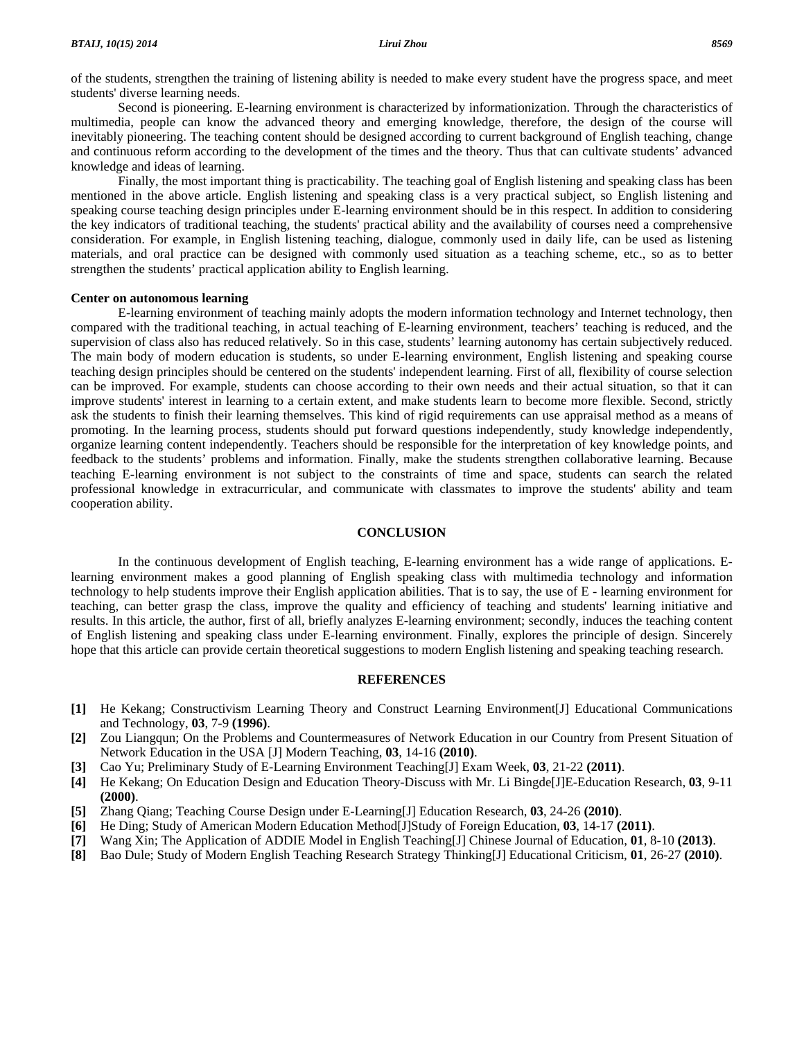of the students, strengthen the training of listening ability is needed to make every student have the progress space, and meet students' diverse learning needs.

Second is pioneering. E-learning environment is characterized by informationization. Through the characteristics of multimedia, people can know the advanced theory and emerging knowledge, therefore, the design of the course will inevitably pioneering. The teaching content should be designed according to current background of English teaching, change and continuous reform according to the development of the times and the theory. Thus that can cultivate students' advanced knowledge and ideas of learning.

Finally, the most important thing is practicability. The teaching goal of English listening and speaking class has been mentioned in the above article. English listening and speaking class is a very practical subject, so English listening and speaking course teaching design principles under E-learning environment should be in this respect. In addition to considering the key indicators of traditional teaching, the students' practical ability and the availability of courses need a comprehensive consideration. For example, in English listening teaching, dialogue, commonly used in daily life, can be used as listening materials, and oral practice can be designed with commonly used situation as a teaching scheme, etc., so as to better strengthen the students' practical application ability to English learning.

**Center on autonomous learning**

E-learning environment of teaching mainly adopts the modern information technology and Internet technology, then compared with the traditional teaching, in actual teaching of E-learning environment, teachers' teaching is reduced, and the supervision of class also has reduced relatively. So in this case, students' learning autonomy has certain subjectively reduced. The main body of modern education is students, so under E-learning environment, English listening and speaking course teaching design principles should be centered on the students' independent learning. First of all, flexibility of course selection can be improved. For example, students can choose according to their own needs and their actual situation, so that it can improve students' interest in learning to a certain extent, and make students learn to become more flexible. Second, strictly ask the students to finish their learning themselves. This kind of rigid requirements can use appraisal method as a means of promoting. In the learning process, students should put forward questions independently, study knowledge independently, organize learning content independently. Teachers should be responsible for the interpretation of key knowledge points, and feedback to the students' problems and information. Finally, make the students strengthen collaborative learning. Because teaching E-learning environment is not subject to the constraints of time and space, students can search the related professional knowledge in extracurricular, and communicate with classmates to improve the students' ability and team cooperation ability.

## CONCLUSION

In the continuous development of English teaching, E-learning environment has a wide range of applications. E-learning environment makes a good planning of English speaking class with multimedia technology and information technology to help students improve their English application abilities. That is to say, the use of E - learning environment for teaching, can better grasp the class, improve the quality and efficiency of teaching and students' learning initiative and results. In this article, the author, first of all, briefly analyzes E-learning environment; secondly, induces the teaching content of English listening and speaking class under E-learning environment. Finally, explores the principle of design. Sincerely hope that this article can provide certain theoretical suggestions to modern English listening and speaking teaching research.

## REFERENCES

**[1]** He Kekang; Constructivism Learning Theory and Construct Learning Environment[J] Educational Communications and Technology, **03**, 7-9 **(1996)**.

**[2]** Zou Liangqun; On the Problems and Countermeasures of Network Education in our Country from Present Situation of Network Education in the USA [J] Modern Teaching, **03**, 14-16 **(2010)**.

**[3]** Cao Yu; Preliminary Study of E-Learning Environment Teaching[J] Exam Week, **03**, 21-22 **(2011)**.

**[4]** He Kekang; On Education Design and Education Theory-Discuss with Mr. Li Bingde[J]E-Education Research, **03**, 9-11 **(2000)**.

**[5]** Zhang Qiang; Teaching Course Design under E-Learning[J] Education Research, **03**, 24-26 **(2010)**.

**[6]** He Ding; Study of American Modern Education Method[J]Study of Foreign Education, **03**, 14-17 **(2011)**.

**[7]** Wang Xin; The Application of ADDIE Model in English Teaching[J] Chinese Journal of Education, **01**, 8-10 **(2013)**.

**[8]** Bao Dule; Study of Modern English Teaching Research Strategy Thinking[J] Educational Criticism, **01**, 26-27 **(2010)**.